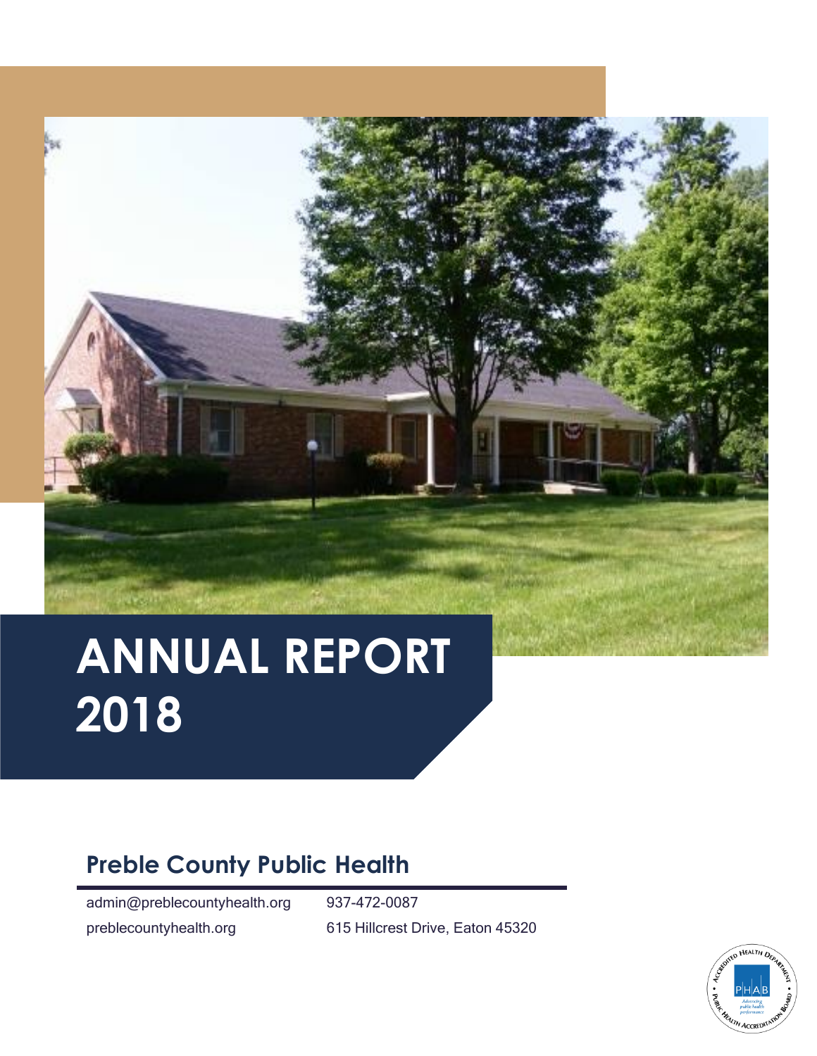# ANNUAL REPORT 2018

## Preble County Public Health

admin@preblecountyhealth.org

937-472-0087

preblecountyhealth.org

615 Hillcrest Drive, Eaton 45320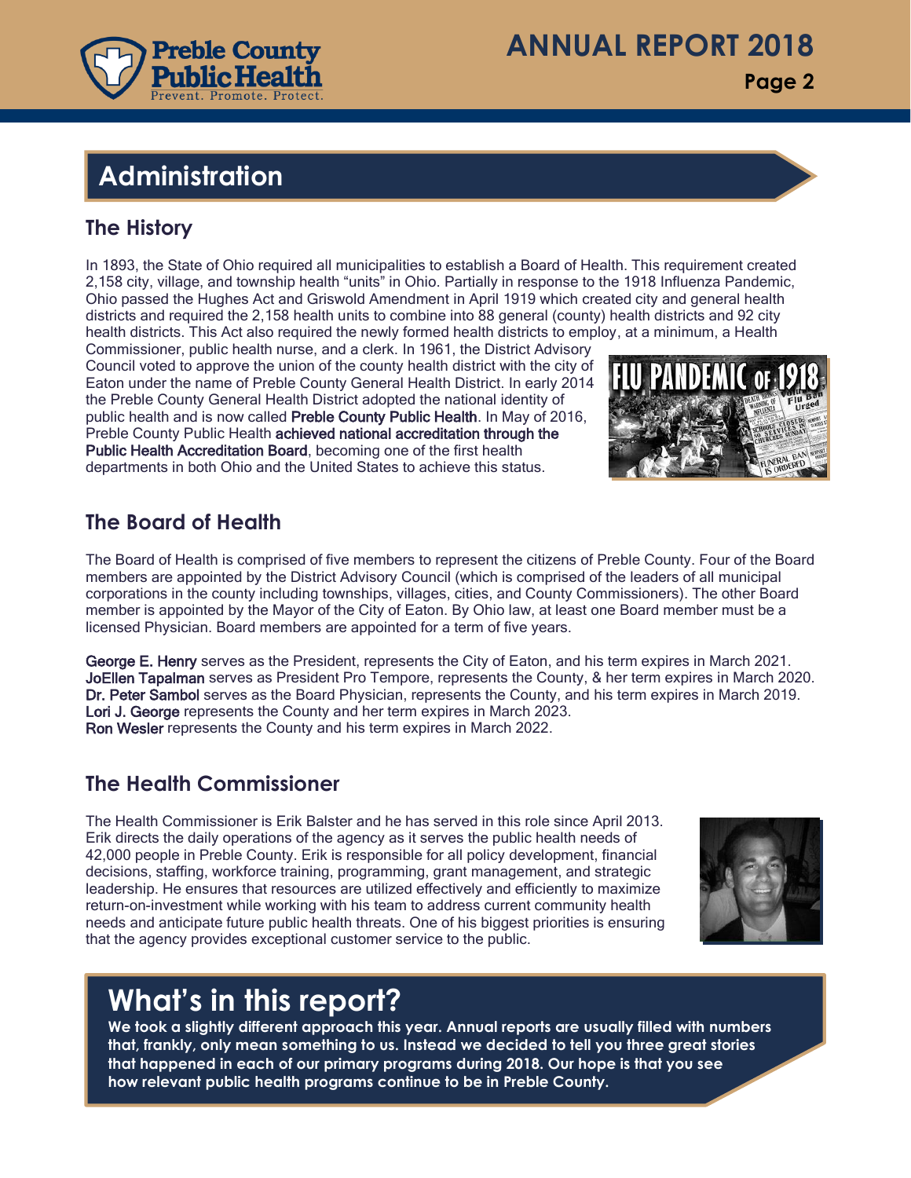## Administration

### The History

In 1893, the State of Ohio required all municipalities to establish a Board of Health. This requirement created 2,158 city, village, and township health "units" in Ohio. Partially in response to the 1918 Influenza Pandemic, Ohio passed the Hughes Act and Griswold Amendment in April 1919 which created city and general health districts and required the 2,158 health units to combine into 88 general (county) health districts and 92 city health districts. This Act also required the newly formed health districts to employ, at a minimum, a Health Commissioner, public health nurse, and a clerk. In 1961, the District Advisory Council voted to approve the union of the county health district with the city of Eaton under the name of Preble County General Health District. In early 2014 the Preble County General Health District adopted the national identity of public health and is now called **Preble County Public Health**. In May of 2016, Preble County Public Health **achieved national accreditation through the Public Health Accreditation Board**, becoming one of the first health departments in both Ohio and the United States to achieve this status.

### The Board of Health

The Board of Health is comprised of five members to represent the citizens of Preble County. Four of the Board members are appointed by the District Advisory Council (which is comprised of the leaders of all municipal corporations in the county including townships, villages, cities, and County Commissioners). The other Board member is appointed by the Mayor of the City of Eaton. By Ohio law, at least one Board member must be a licensed Physician. Board members are appointed for a term of five years.

**George E. Henry** serves as the President, represents the City of Eaton, and his term expires in March 2021.
**JoEllen Tapalman** serves as President Pro Tempore, represents the County, & her term expires in March 2020.
**Dr. Peter Sambol** serves as the Board Physician, represents the County, and his term expires in March 2019.
**Lori J. George** represents the County and her term expires in March 2023.
**Ron Wesler** represents the County and his term expires in March 2022.

### The Health Commissioner

The Health Commissioner is Erik Balster and he has served in this role since April 2013. Erik directs the daily operations of the agency as it serves the public health needs of 42,000 people in Preble County. Erik is responsible for all policy development, financial decisions, staffing, workforce training, programming, grant management, and strategic leadership. He ensures that resources are utilized effectively and efficiently to maximize return-on-investment while working with his team to address current community health needs and anticipate future public health threats. One of his biggest priorities is ensuring that the agency provides exceptional customer service to the public.

## What's in this report?

**We took a slightly different approach this year. Annual reports are usually filled with numbers that, frankly, only mean something to us. Instead we decided to tell you three great stories that happened in each of our primary programs during 2018. Our hope is that you see how relevant public health programs continue to be in Preble County.**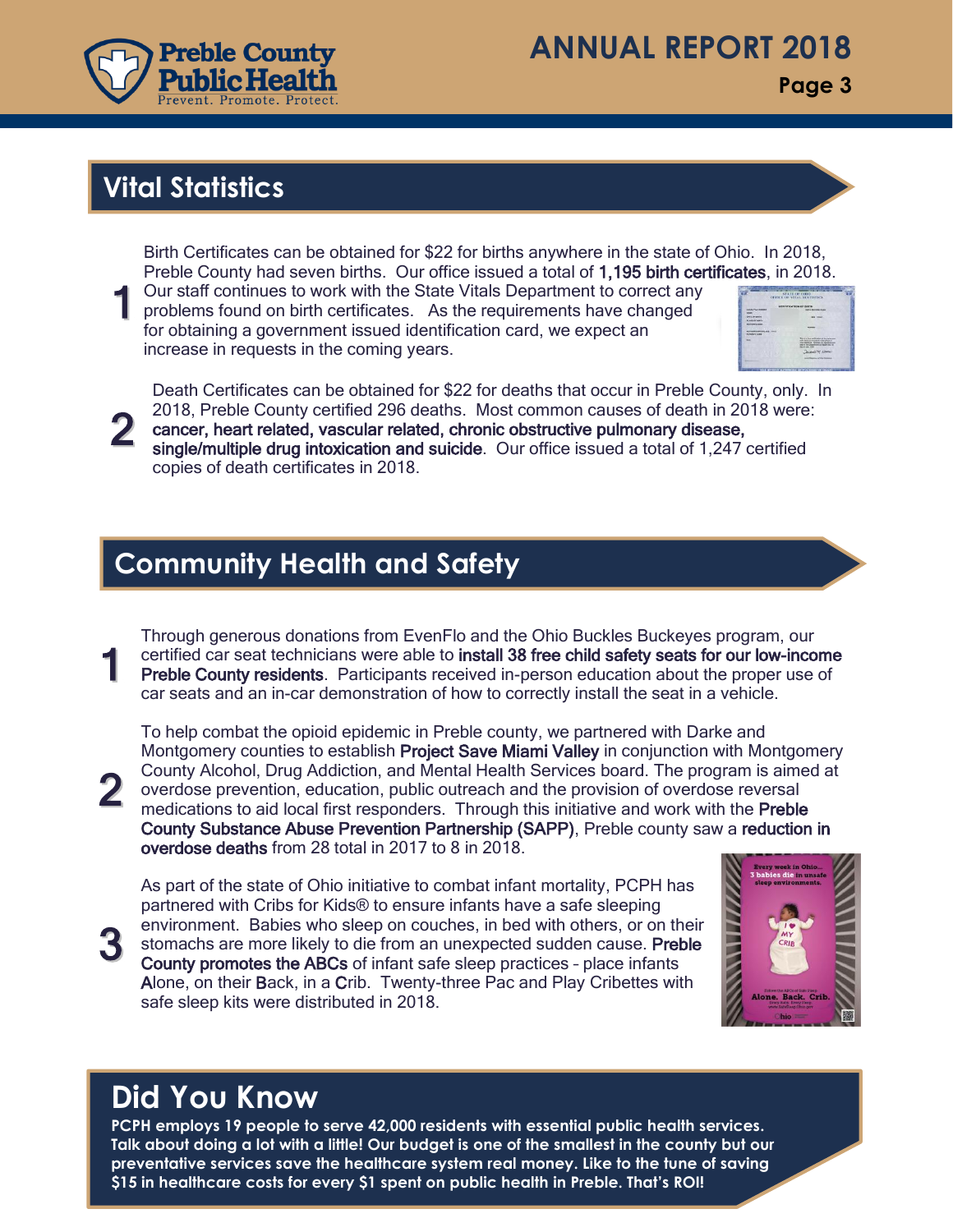## Vital Statistics

1. Birth Certificates can be obtained for $22 for births anywhere in the state of Ohio. In 2018, Preble County had seven births. Our office issued a total of **1,195 birth certificates**, in 2018. Our staff continues to work with the State Vitals Department to correct any problems found on birth certificates. As the requirements have changed for obtaining a government issued identification card, we expect an increase in requests in the coming years.

2. Death Certificates can be obtained for $22 for deaths that occur in Preble County, only. In 2018, Preble County certified 296 deaths. Most common causes of death in 2018 were: **cancer, heart related, vascular related, chronic obstructive pulmonary disease, single/multiple drug intoxication and suicide**. Our office issued a total of 1,247 certified copies of death certificates in 2018.

## Community Health and Safety

1. Through generous donations from EvenFlo and the Ohio Buckles Buckeyes program, our certified car seat technicians were able to **install 38 free child safety seats for our low-income Preble County residents**. Participants received in-person education about the proper use of car seats and an in-car demonstration of how to correctly install the seat in a vehicle.

2. To help combat the opioid epidemic in Preble county, we partnered with Darke and Montgomery counties to establish **Project Save Miami Valley** in conjunction with Montgomery County Alcohol, Drug Addiction, and Mental Health Services board. The program is aimed at overdose prevention, education, public outreach and the provision of overdose reversal medications to aid local first responders. Through this initiative and work with the **Preble County Substance Abuse Prevention Partnership (SAPP)**, Preble county saw a **reduction in overdose deaths** from 28 total in 2017 to 8 in 2018.

3. As part of the state of Ohio initiative to combat infant mortality, PCPH has partnered with Cribs for Kids® to ensure infants have a safe sleeping environment. Babies who sleep on couches, in bed with others, or on their stomachs are more likely to die from an unexpected sudden cause. **Preble County promotes the ABCs** of infant safe sleep practices – place infants **A**lone, on their **B**ack, in a **C**rib. Twenty-three Pac and Play Cribettes with safe sleep kits were distributed in 2018.

## Did You Know

**PCPH employs 19 people to serve 42,000 residents with essential public health services. Talk about doing a lot with a little! Our budget is one of the smallest in the county but our preventative services save the healthcare system real money. Like to the tune of saving $15 in healthcare costs for every $1 spent on public health in Preble. That's ROI!**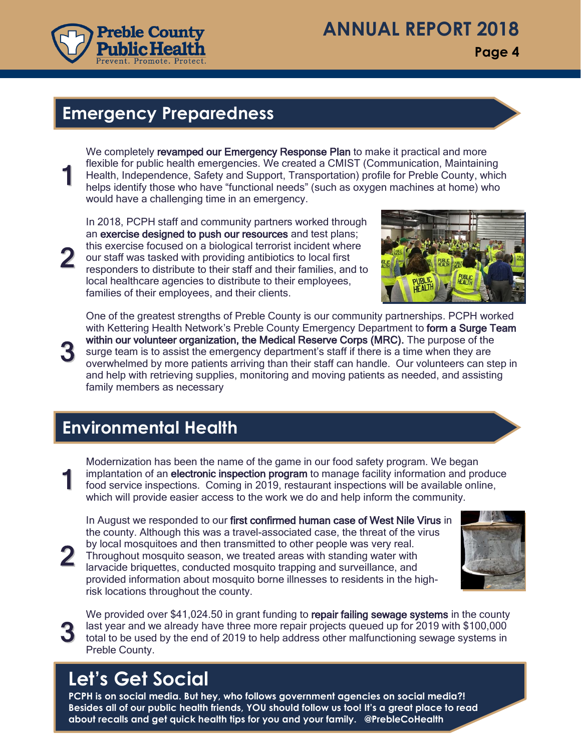## Emergency Preparedness

1. We completely **revamped our Emergency Response Plan** to make it practical and more flexible for public health emergencies. We created a CMIST (Communication, Maintaining Health, Independence, Safety and Support, Transportation) profile for Preble County, which helps identify those who have "functional needs" (such as oxygen machines at home) who would have a challenging time in an emergency.

2. In 2018, PCPH staff and community partners worked through an **exercise designed to push our resources** and test plans; this exercise focused on a biological terrorist incident where our staff was tasked with providing antibiotics to local first responders to distribute to their staff and their families, and to local healthcare agencies to distribute to their employees, families of their employees, and their clients.

3. One of the greatest strengths of Preble County is our community partnerships. PCPH worked with Kettering Health Network's Preble County Emergency Department to **form a Surge Team within our volunteer organization, the Medical Reserve Corps (MRC).** The purpose of the surge team is to assist the emergency department's staff if there is a time when they are overwhelmed by more patients arriving than their staff can handle. Our volunteers can step in and help with retrieving supplies, monitoring and moving patients as needed, and assisting family members as necessary

## Environmental Health

1. Modernization has been the name of the game in our food safety program. We began implantation of an **electronic inspection program** to manage facility information and produce food service inspections. Coming in 2019, restaurant inspections will be available online, which will provide easier access to the work we do and help inform the community.

2. In August we responded to our **first confirmed human case of West Nile Virus** in the county. Although this was a travel-associated case, the threat of the virus by local mosquitoes and then transmitted to other people was very real. Throughout mosquito season, we treated areas with standing water with larvacide briquettes, conducted mosquito trapping and surveillance, and provided information about mosquito borne illnesses to residents in the high-risk locations throughout the county.

3. We provided over $41,024.50 in grant funding to **repair failing sewage systems** in the county last year and we already have three more repair projects queued up for 2019 with $100,000 total to be used by the end of 2019 to help address other malfunctioning sewage systems in Preble County.

## Let's Get Social

**PCPH is on social media. But hey, who follows government agencies on social media?! Besides all of our public health friends, YOU should follow us too! It's a great place to read about recalls and get quick health tips for you and your family. @PrebleCoHealth**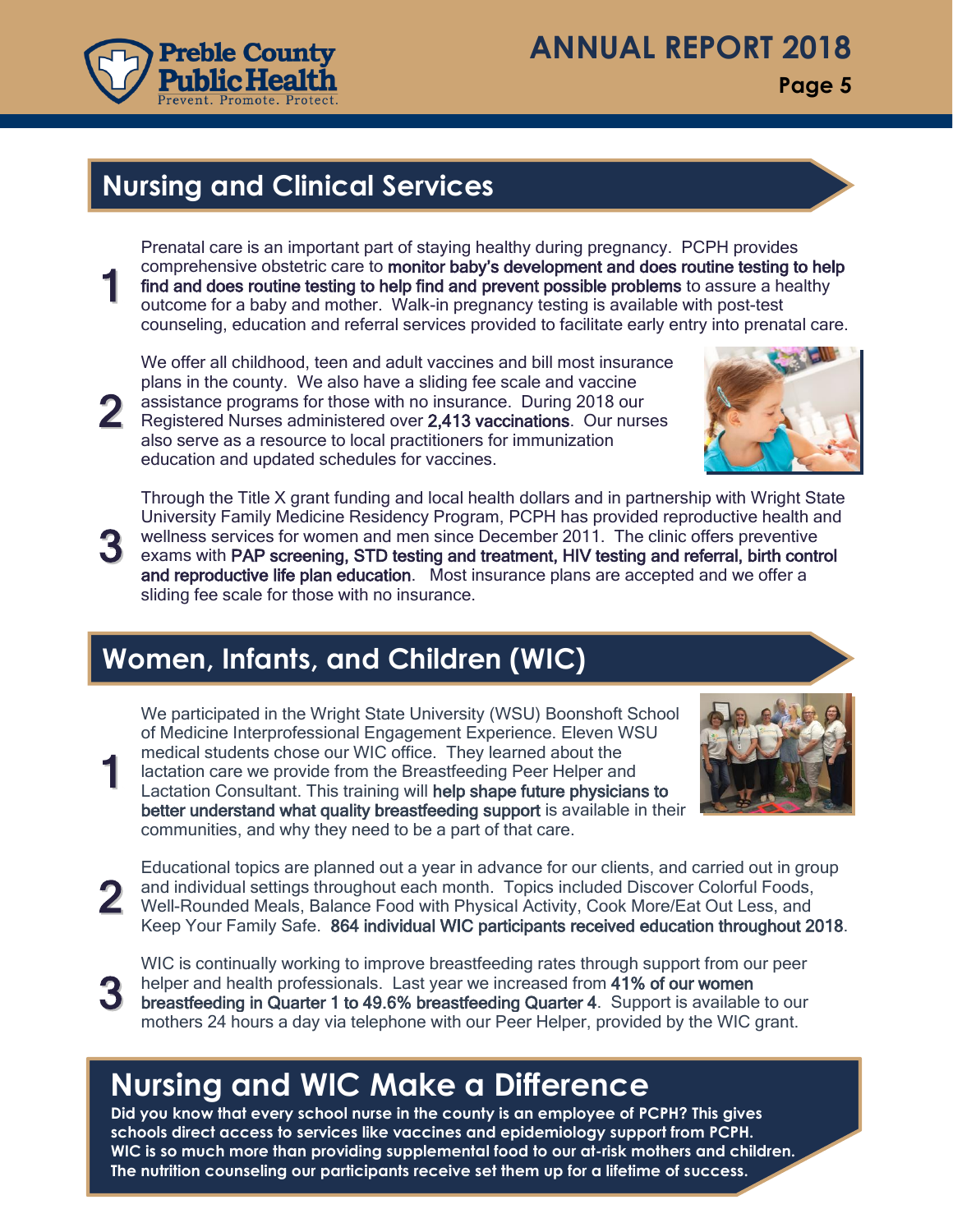## Nursing and Clinical Services

1. Prenatal care is an important part of staying healthy during pregnancy. PCPH provides comprehensive obstetric care to **monitor baby's development and does routine testing to help find and does routine testing to help find and prevent possible problems** to assure a healthy outcome for a baby and mother. Walk-in pregnancy testing is available with post-test counseling, education and referral services provided to facilitate early entry into prenatal care.

2. We offer all childhood, teen and adult vaccines and bill most insurance plans in the county. We also have a sliding fee scale and vaccine assistance programs for those with no insurance. During 2018 our Registered Nurses administered over **2,413 vaccinations**. Our nurses also serve as a resource to local practitioners for immunization education and updated schedules for vaccines.

3. Through the Title X grant funding and local health dollars and in partnership with Wright State University Family Medicine Residency Program, PCPH has provided reproductive health and wellness services for women and men since December 2011. The clinic offers preventive exams with **PAP screening, STD testing and treatment, HIV testing and referral, birth control and reproductive life plan education**. Most insurance plans are accepted and we offer a sliding fee scale for those with no insurance.

## Women, Infants, and Children (WIC)

1. We participated in the Wright State University (WSU) Boonshoft School of Medicine Interprofessional Engagement Experience. Eleven WSU medical students chose our WIC office. They learned about the lactation care we provide from the Breastfeeding Peer Helper and Lactation Consultant. This training will **help shape future physicians to better understand what quality breastfeeding support** is available in their communities, and why they need to be a part of that care.

2. Educational topics are planned out a year in advance for our clients, and carried out in group and individual settings throughout each month. Topics included Discover Colorful Foods, Well-Rounded Meals, Balance Food with Physical Activity, Cook More/Eat Out Less, and Keep Your Family Safe. **864 individual WIC participants received education throughout 2018**.

3. WIC is continually working to improve breastfeeding rates through support from our peer helper and health professionals. Last year we increased from **41% of our women breastfeeding in Quarter 1 to 49.6% breastfeeding Quarter 4**. Support is available to our mothers 24 hours a day via telephone with our Peer Helper, provided by the WIC grant.

## Nursing and WIC Make a Difference

**Did you know that every school nurse in the county is an employee of PCPH? This gives schools direct access to services like vaccines and epidemiology support from PCPH. WIC is so much more than providing supplemental food to our at-risk mothers and children. The nutrition counseling our participants receive set them up for a lifetime of success.**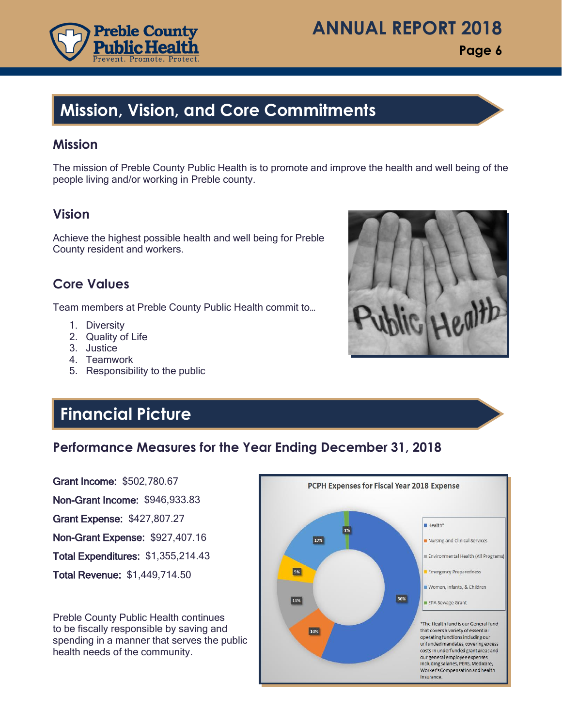## Mission, Vision, and Core Commitments

### Mission

The mission of Preble County Public Health is to promote and improve the health and well being of the people living and/or working in Preble county.

### Vision

Achieve the highest possible health and well being for Preble County resident and workers.

### Core Values

Team members at Preble County Public Health commit to…

1. Diversity
2. Quality of Life
3. Justice
4. Teamwork
5. Responsibility to the public

## Financial Picture

### Performance Measures for the Year Ending December 31, 2018

**Grant Income:** $502,780.67

**Non-Grant Income:** $946,933.83

**Grant Expense:** $427,807.27

**Non-Grant Expense:** $927,407.16

**Total Expenditures:** $1,355,214.43

**Total Revenue:** $1,449,714.50

Preble County Public Health continues to be fiscally responsible by saving and spending in a manner that serves the public health needs of the community.

PCPH Expenses for Fiscal Year 2018 Expense

1%
17%
5%
11%
10%
56%

Health*
Nursing and Clinical Services
Environmental Health (All Programs)
Emergency Preparedness
Women, Infants, & Children
EPA Sewage Grant

*The Health fund is our General fund that covers a variety of essential operating functions including our unfunded mandates, covering excess costs in underfunded grant areas and our general employee expenses including salaries, PERS, Medicare, Worker's Compensation and health insurance.